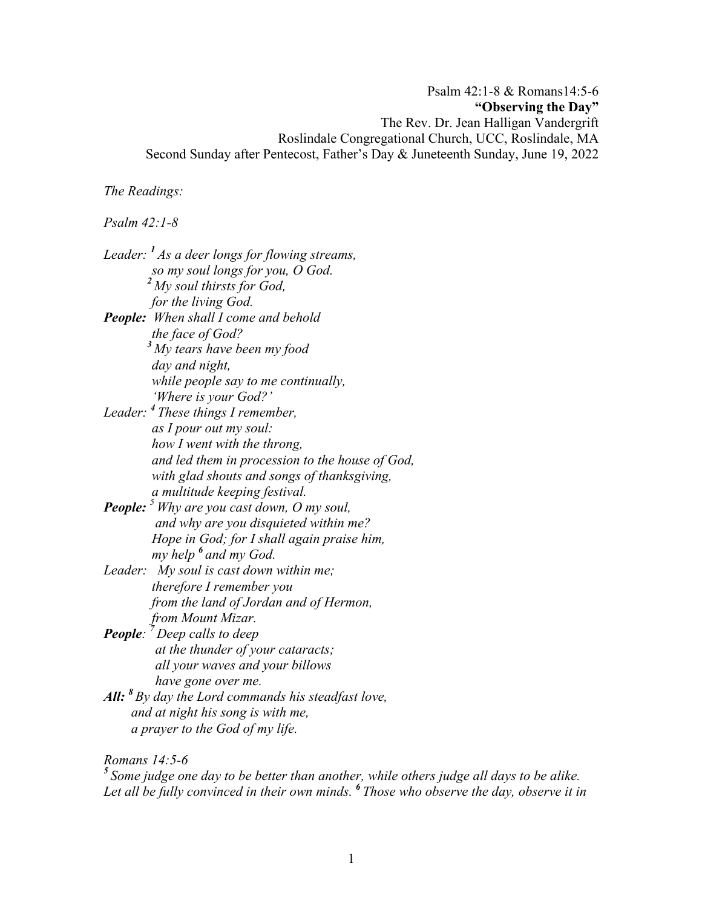Psalm 42:1-8 & Romans14:5-6
**"Observing the Day"**
The Rev. Dr. Jean Halligan Vandergrift
Roslindale Congregational Church, UCC, Roslindale, MA
Second Sunday after Pentecost, Father's Day & Juneteenth Sunday, June 19, 2022

*The Readings:*

*Psalm 42:1-8*

*Leader:* [1] *As a deer longs for flowing streams,*
*so my soul longs for you, O God.*
[2] *My soul thirsts for God,*
*for the living God.*

***People:*** *When shall I come and behold*
*the face of God?*
[3] *My tears have been my food*
*day and night,*
*while people say to me continually,*
*'Where is your God?'*

*Leader:* [4] *These things I remember,*
*as I pour out my soul:*
*how I went with the throng,*
*and led them in procession to the house of God,*
*with glad shouts and songs of thanksgiving,*
*a multitude keeping festival.*

***People:*** [5] *Why are you cast down, O my soul,*
*and why are you disquieted within me?*
*Hope in God; for I shall again praise him,*
*my help* [6] *and my God.*

*Leader: My soul is cast down within me;*
*therefore I remember you*
*from the land of Jordan and of Hermon,*
*from Mount Mizar.*

***People****:* [7] *Deep calls to deep*
*at the thunder of your cataracts;*
*all your waves and your billows*
*have gone over me.*

***All:*** [8] *By day the Lord commands his steadfast love,*
*and at night his song is with me,*
*a prayer to the God of my life.*

*Romans 14:5-6*

[5] *Some judge one day to be better than another, while others judge all days to be alike. Let all be fully convinced in their own minds.* [6] *Those who observe the day, observe it in*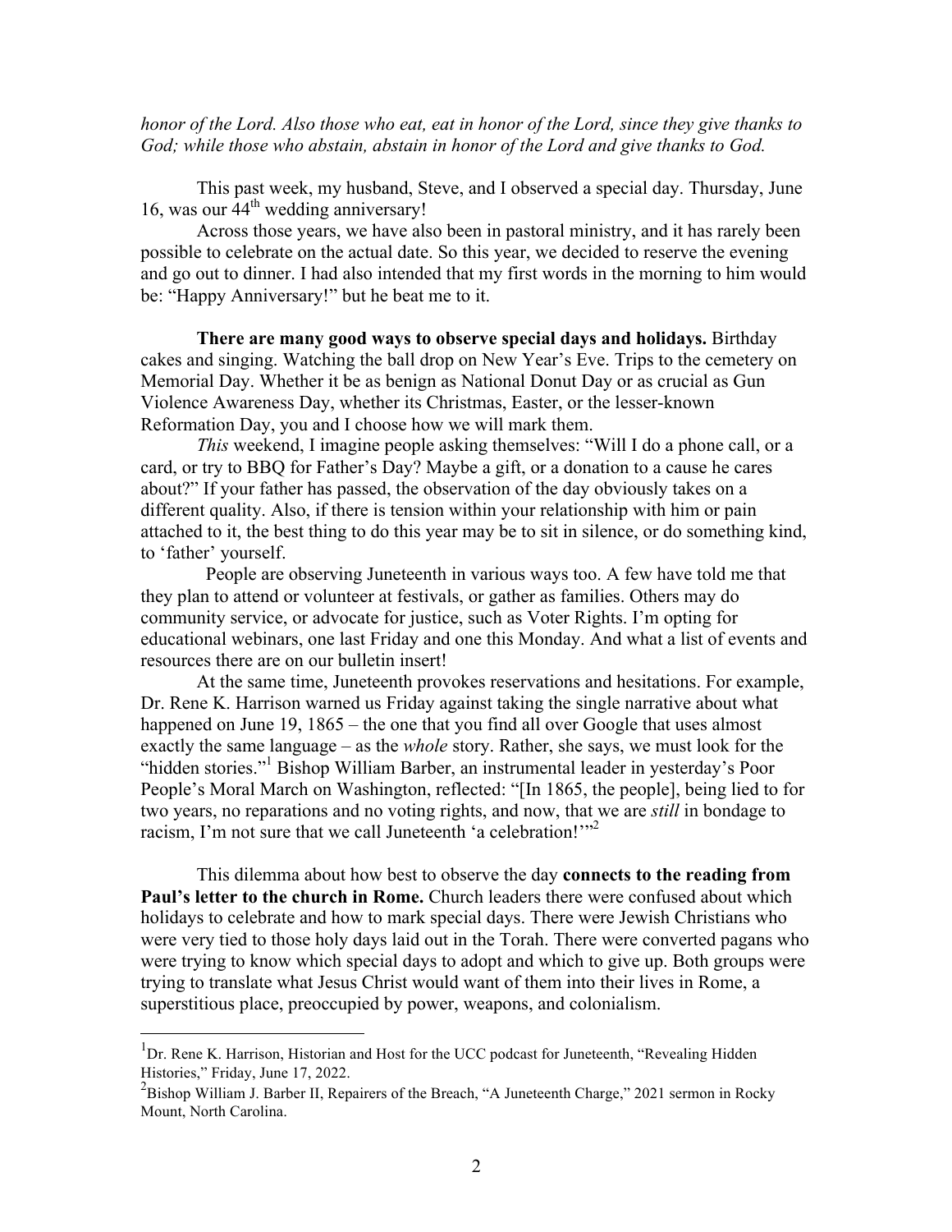*honor of the Lord. Also those who eat, eat in honor of the Lord, since they give thanks to God; while those who abstain, abstain in honor of the Lord and give thanks to God.*

This past week, my husband, Steve, and I observed a special day. Thursday, June 16, was our 44th wedding anniversary!

Across those years, we have also been in pastoral ministry, and it has rarely been possible to celebrate on the actual date. So this year, we decided to reserve the evening and go out to dinner. I had also intended that my first words in the morning to him would be: "Happy Anniversary!" but he beat me to it.

**There are many good ways to observe special days and holidays.** Birthday cakes and singing. Watching the ball drop on New Year's Eve. Trips to the cemetery on Memorial Day. Whether it be as benign as National Donut Day or as crucial as Gun Violence Awareness Day, whether its Christmas, Easter, or the lesser-known Reformation Day, you and I choose how we will mark them.

*This* weekend, I imagine people asking themselves: "Will I do a phone call, or a card, or try to BBQ for Father's Day? Maybe a gift, or a donation to a cause he cares about?" If your father has passed, the observation of the day obviously takes on a different quality. Also, if there is tension within your relationship with him or pain attached to it, the best thing to do this year may be to sit in silence, or do something kind, to 'father' yourself.

People are observing Juneteenth in various ways too. A few have told me that they plan to attend or volunteer at festivals, or gather as families. Others may do community service, or advocate for justice, such as Voter Rights. I'm opting for educational webinars, one last Friday and one this Monday. And what a list of events and resources there are on our bulletin insert!

At the same time, Juneteenth provokes reservations and hesitations. For example, Dr. Rene K. Harrison warned us Friday against taking the single narrative about what happened on June 19, 1865 – the one that you find all over Google that uses almost exactly the same language – as the *whole* story. Rather, she says, we must look for the "hidden stories."[1] Bishop William Barber, an instrumental leader in yesterday's Poor People's Moral March on Washington, reflected: "[In 1865, the people], being lied to for two years, no reparations and no voting rights, and now, that we are *still* in bondage to racism, I'm not sure that we call Juneteenth 'a celebration!'"[2]

This dilemma about how best to observe the day **connects to the reading from Paul's letter to the church in Rome.** Church leaders there were confused about which holidays to celebrate and how to mark special days. There were Jewish Christians who were very tied to those holy days laid out in the Torah. There were converted pagans who were trying to know which special days to adopt and which to give up. Both groups were trying to translate what Jesus Christ would want of them into their lives in Rome, a superstitious place, preoccupied by power, weapons, and colonialism.

---

[1] Dr. Rene K. Harrison, Historian and Host for the UCC podcast for Juneteenth, "Revealing Hidden Histories," Friday, June 17, 2022.

[2] Bishop William J. Barber II, Repairers of the Breach, "A Juneteenth Charge," 2021 sermon in Rocky Mount, North Carolina.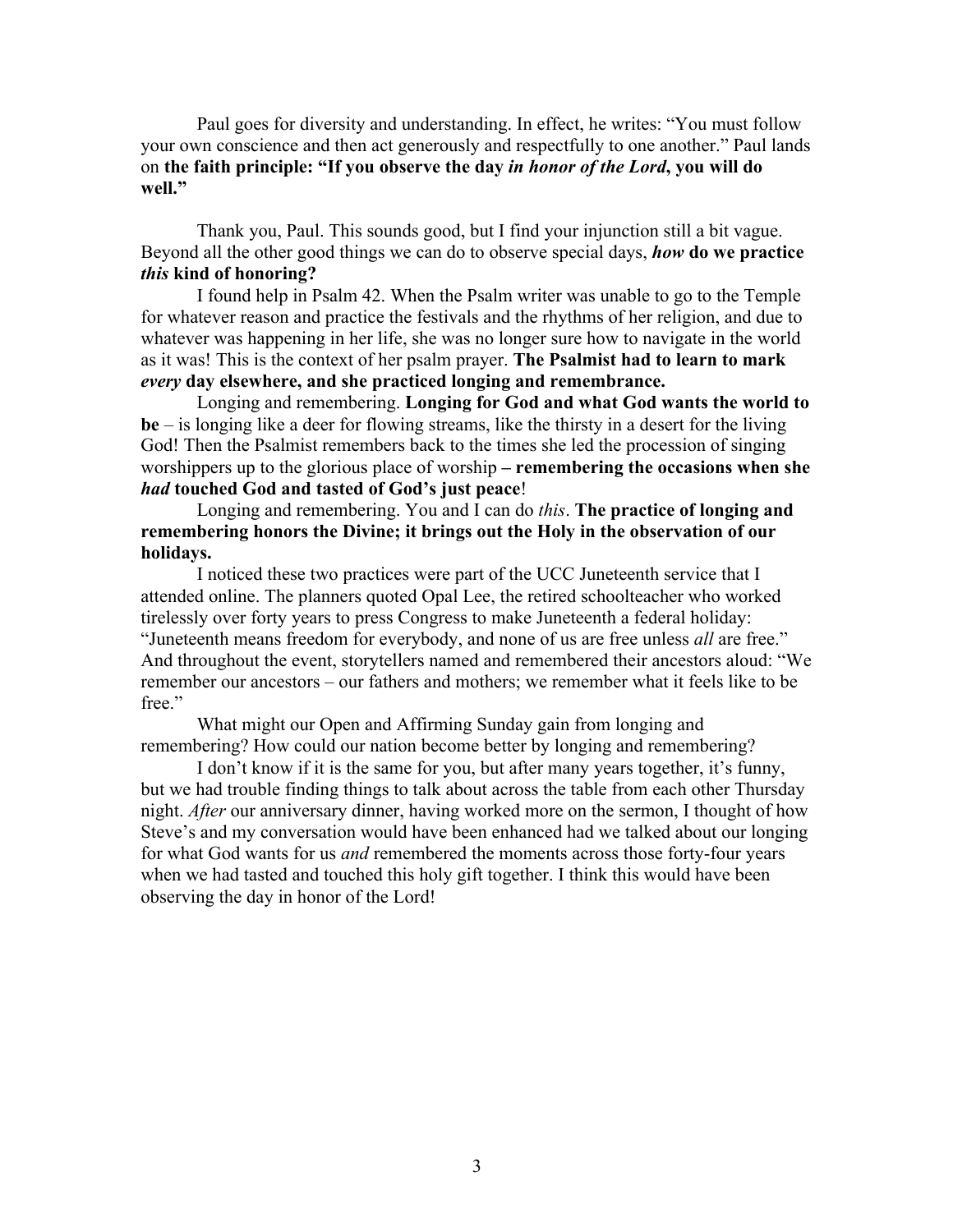Paul goes for diversity and understanding. In effect, he writes: "You must follow your own conscience and then act generously and respectfully to one another." Paul lands on **the faith principle: "If you observe the day *in honor of the Lord*, you will do well."**

Thank you, Paul. This sounds good, but I find your injunction still a bit vague. Beyond all the other good things we can do to observe special days, ***how*** **do we practice** ***this*** **kind of honoring?**

I found help in Psalm 42. When the Psalm writer was unable to go to the Temple for whatever reason and practice the festivals and the rhythms of her religion, and due to whatever was happening in her life, she was no longer sure how to navigate in the world as it was! This is the context of her psalm prayer. **The Psalmist had to learn to mark** ***every*** **day elsewhere, and she practiced longing and remembrance.**

Longing and remembering. **Longing for God and what God wants the world to be** – is longing like a deer for flowing streams, like the thirsty in a desert for the living God! Then the Psalmist remembers back to the times she led the procession of singing worshippers up to the glorious place of worship **– remembering the occasions when she** ***had*** **touched God and tasted of God's just peace**!

Longing and remembering. You and I can do *this*. **The practice of longing and remembering honors the Divine; it brings out the Holy in the observation of our holidays.**

I noticed these two practices were part of the UCC Juneteenth service that I attended online. The planners quoted Opal Lee, the retired schoolteacher who worked tirelessly over forty years to press Congress to make Juneteenth a federal holiday: "Juneteenth means freedom for everybody, and none of us are free unless *all* are free." And throughout the event, storytellers named and remembered their ancestors aloud: "We remember our ancestors – our fathers and mothers; we remember what it feels like to be free."

What might our Open and Affirming Sunday gain from longing and remembering? How could our nation become better by longing and remembering?

I don't know if it is the same for you, but after many years together, it's funny, but we had trouble finding things to talk about across the table from each other Thursday night. *After* our anniversary dinner, having worked more on the sermon, I thought of how Steve's and my conversation would have been enhanced had we talked about our longing for what God wants for us *and* remembered the moments across those forty-four years when we had tasted and touched this holy gift together. I think this would have been observing the day in honor of the Lord!